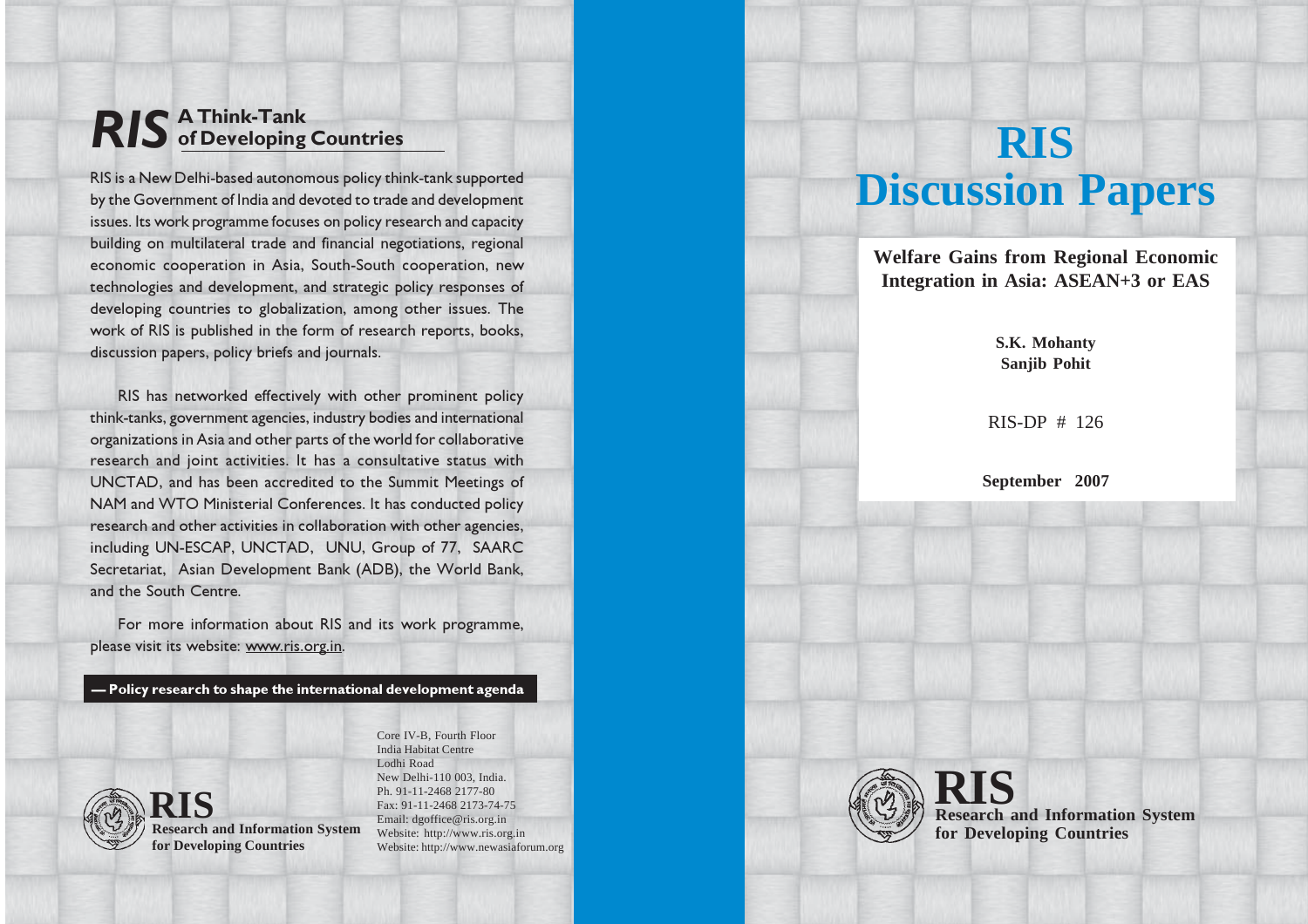# RIS Discussion Papers

## Welfare Gains from Regional Economic Integration in Asia: ASEAN+3 or EAS

**S.K. Mohanty**
**Sanjib Pohit**

RIS-DP # 126

**September 2007**

**RIS**
**Research and Information System for Developing Countries**

---

## RIS A Think-Tank of Developing Countries

RIS is a New Delhi-based autonomous policy think-tank supported by the Government of India and devoted to trade and development issues. Its work programme focuses on policy research and capacity building on multilateral trade and financial negotiations, regional economic cooperation in Asia, South-South cooperation, new technologies and development, and strategic policy responses of developing countries to globalization, among other issues. The work of RIS is published in the form of research reports, books, discussion papers, policy briefs and journals.

RIS has networked effectively with other prominent policy think-tanks, government agencies, industry bodies and international organizations in Asia and other parts of the world for collaborative research and joint activities. It has a consultative status with UNCTAD, and has been accredited to the Summit Meetings of NAM and WTO Ministerial Conferences. It has conducted policy research and other activities in collaboration with other agencies, including UN-ESCAP, UNCTAD, UNU, Group of 77, SAARC Secretariat, Asian Development Bank (ADB), the World Bank, and the South Centre.

For more information about RIS and its work programme, please visit its website: www.ris.org.in.

**— Policy research to shape the international development agenda**

**RIS**
**Research and Information System for Developing Countries**

Core IV-B, Fourth Floor
India Habitat Centre
Lodhi Road
New Delhi-110 003, India.
Ph. 91-11-2468 2177-80
Fax: 91-11-2468 2173-74-75
Email: dgoffice@ris.org.in
Website: http://www.ris.org.in
Website: http://www.newasiaforum.org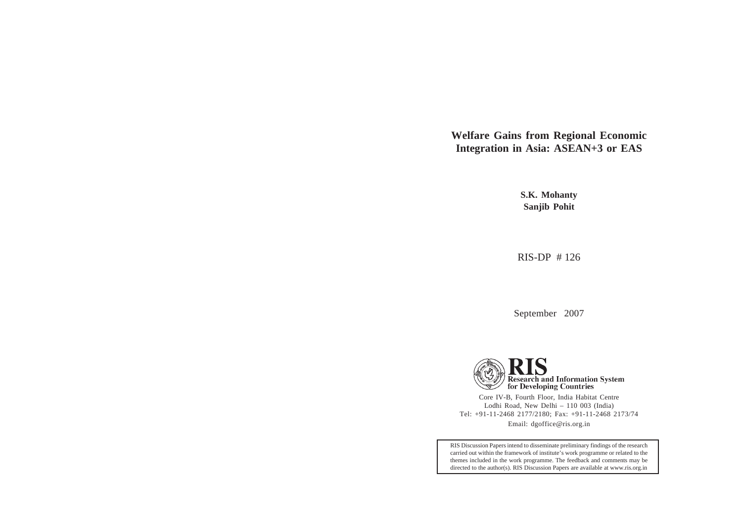# Welfare Gains from Regional Economic Integration in Asia: ASEAN+3 or EAS

**S.K. Mohanty**
**Sanjib Pohit**

RIS-DP # 126

September 2007

**RIS** Research and Information System for Developing Countries

Core IV-B, Fourth Floor, India Habitat Centre
Lodhi Road, New Delhi – 110 003 (India)
Tel: +91-11-2468 2177/2180; Fax: +91-11-2468 2173/74
Email: dgoffice@ris.org.in

RIS Discussion Papers intend to disseminate preliminary findings of the research carried out within the framework of institute's work programme or related to the themes included in the work programme. The feedback and comments may be directed to the author(s). RIS Discussion Papers are available at www.ris.org.in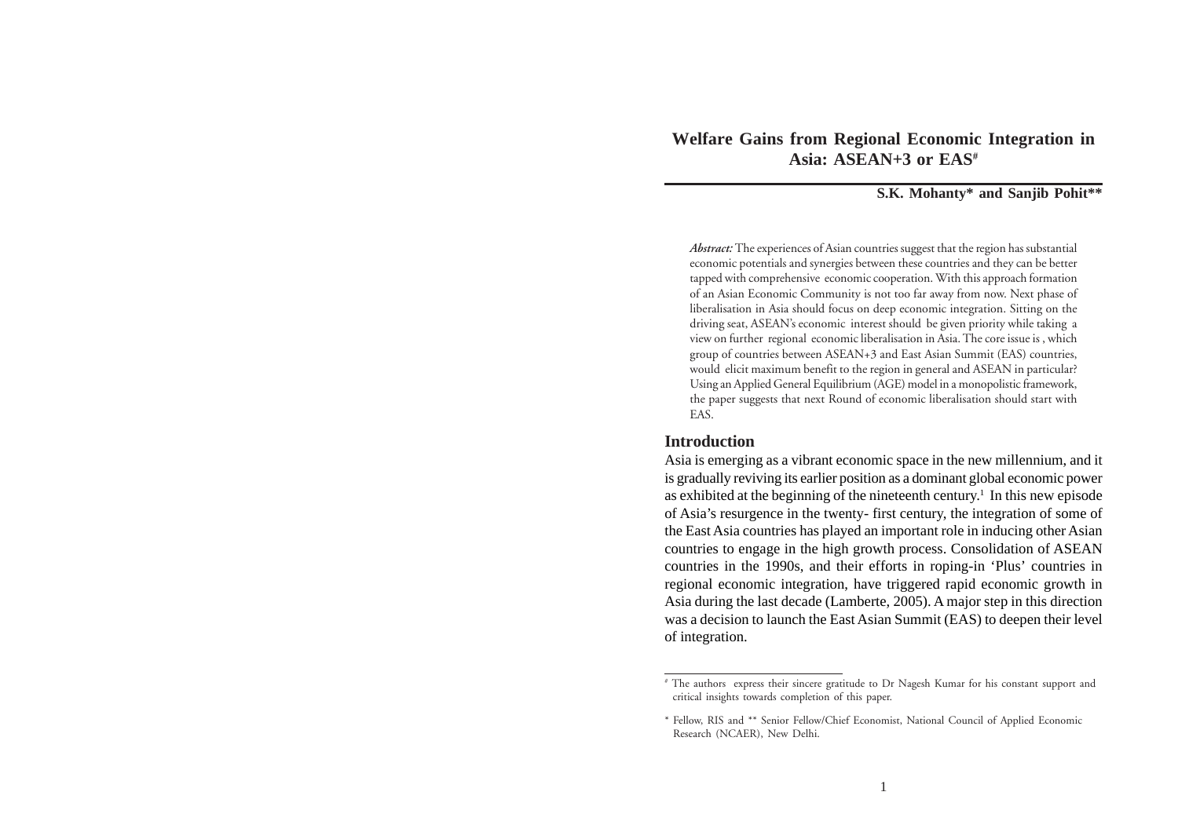# Welfare Gains from Regional Economic Integration in Asia: ASEAN+3 or EAS[#]

**S.K. Mohanty\* and Sanjib Pohit\*\***

***Abstract:*** The experiences of Asian countries suggest that the region has substantial economic potentials and synergies between these countries and they can be better tapped with comprehensive economic cooperation. With this approach formation of an Asian Economic Community is not too far away from now. Next phase of liberalisation in Asia should focus on deep economic integration. Sitting on the driving seat, ASEAN's economic interest should be given priority while taking a view on further regional economic liberalisation in Asia. The core issue is , which group of countries between ASEAN+3 and East Asian Summit (EAS) countries, would elicit maximum benefit to the region in general and ASEAN in particular? Using an Applied General Equilibrium (AGE) model in a monopolistic framework, the paper suggests that next Round of economic liberalisation should start with EAS.

## Introduction

Asia is emerging as a vibrant economic space in the new millennium, and it is gradually reviving its earlier position as a dominant global economic power as exhibited at the beginning of the nineteenth century.[1] In this new episode of Asia's resurgence in the twenty- first century, the integration of some of the East Asia countries has played an important role in inducing other Asian countries to engage in the high growth process. Consolidation of ASEAN countries in the 1990s, and their efforts in roping-in 'Plus' countries in regional economic integration, have triggered rapid economic growth in Asia during the last decade (Lamberte, 2005). A major step in this direction was a decision to launch the East Asian Summit (EAS) to deepen their level of integration.

---

[#] The authors express their sincere gratitude to Dr Nagesh Kumar for his constant support and critical insights towards completion of this paper.

\* Fellow, RIS and \*\* Senior Fellow/Chief Economist, National Council of Applied Economic Research (NCAER), New Delhi.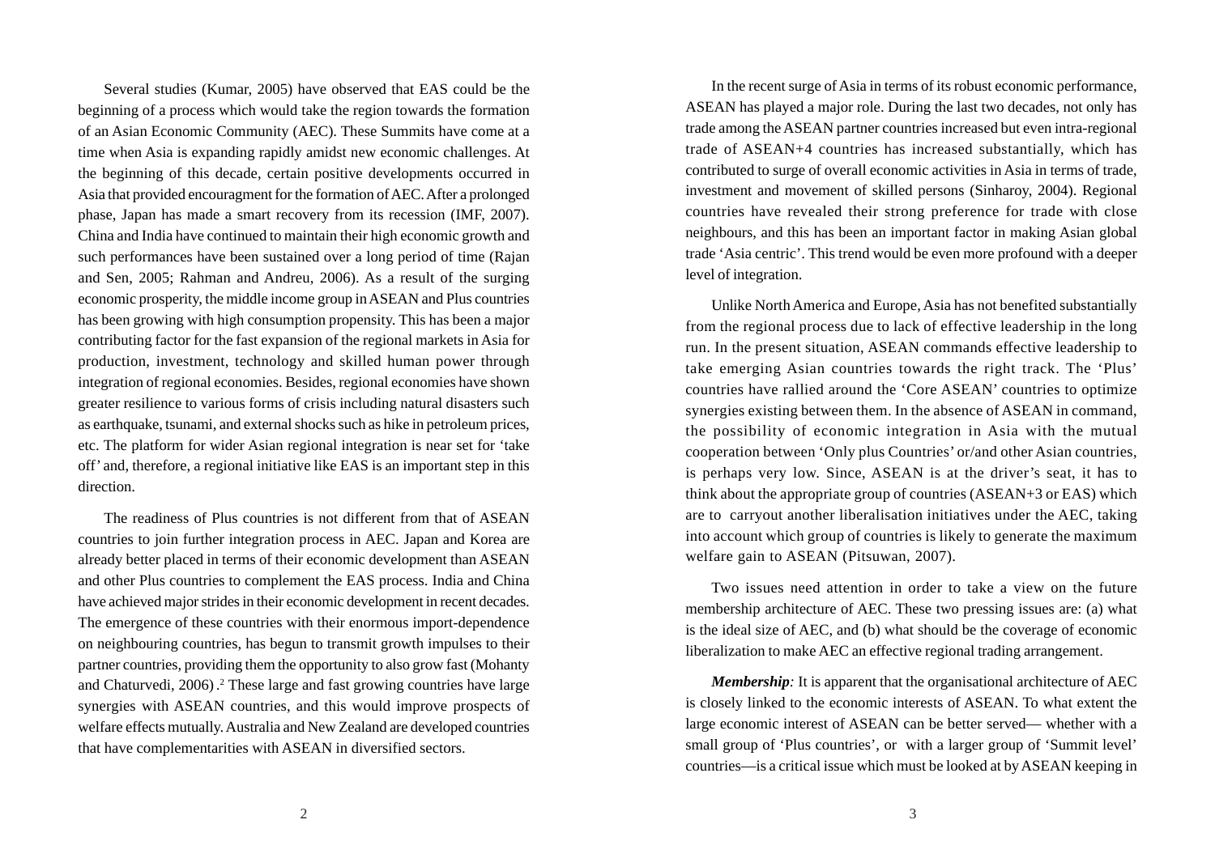Several studies (Kumar, 2005) have observed that EAS could be the beginning of a process which would take the region towards the formation of an Asian Economic Community (AEC). These Summits have come at a time when Asia is expanding rapidly amidst new economic challenges. At the beginning of this decade, certain positive developments occurred in Asia that provided encouragment for the formation of AEC. After a prolonged phase, Japan has made a smart recovery from its recession (IMF, 2007). China and India have continued to maintain their high economic growth and such performances have been sustained over a long period of time (Rajan and Sen, 2005; Rahman and Andreu, 2006). As a result of the surging economic prosperity, the middle income group in ASEAN and Plus countries has been growing with high consumption propensity. This has been a major contributing factor for the fast expansion of the regional markets in Asia for production, investment, technology and skilled human power through integration of regional economies. Besides, regional economies have shown greater resilience to various forms of crisis including natural disasters such as earthquake, tsunami, and external shocks such as hike in petroleum prices, etc. The platform for wider Asian regional integration is near set for 'take off' and, therefore, a regional initiative like EAS is an important step in this direction.

The readiness of Plus countries is not different from that of ASEAN countries to join further integration process in AEC. Japan and Korea are already better placed in terms of their economic development than ASEAN and other Plus countries to complement the EAS process. India and China have achieved major strides in their economic development in recent decades. The emergence of these countries with their enormous import-dependence on neighbouring countries, has begun to transmit growth impulses to their partner countries, providing them the opportunity to also grow fast (Mohanty and Chaturvedi, 2006).[2] These large and fast growing countries have large synergies with ASEAN countries, and this would improve prospects of welfare effects mutually. Australia and New Zealand are developed countries that have complementarities with ASEAN in diversified sectors.

In the recent surge of Asia in terms of its robust economic performance, ASEAN has played a major role. During the last two decades, not only has trade among the ASEAN partner countries increased but even intra-regional trade of ASEAN+4 countries has increased substantially, which has contributed to surge of overall economic activities in Asia in terms of trade, investment and movement of skilled persons (Sinharoy, 2004). Regional countries have revealed their strong preference for trade with close neighbours, and this has been an important factor in making Asian global trade 'Asia centric'. This trend would be even more profound with a deeper level of integration.

Unlike North America and Europe, Asia has not benefited substantially from the regional process due to lack of effective leadership in the long run. In the present situation, ASEAN commands effective leadership to take emerging Asian countries towards the right track. The 'Plus' countries have rallied around the 'Core ASEAN' countries to optimize synergies existing between them. In the absence of ASEAN in command, the possibility of economic integration in Asia with the mutual cooperation between 'Only plus Countries' or/and other Asian countries, is perhaps very low. Since, ASEAN is at the driver's seat, it has to think about the appropriate group of countries (ASEAN+3 or EAS) which are to carryout another liberalisation initiatives under the AEC, taking into account which group of countries is likely to generate the maximum welfare gain to ASEAN (Pitsuwan, 2007).

Two issues need attention in order to take a view on the future membership architecture of AEC. These two pressing issues are: (a) what is the ideal size of AEC, and (b) what should be the coverage of economic liberalization to make AEC an effective regional trading arrangement.

***Membership:*** It is apparent that the organisational architecture of AEC is closely linked to the economic interests of ASEAN. To what extent the large economic interest of ASEAN can be better served— whether with a small group of 'Plus countries', or with a larger group of 'Summit level' countries—is a critical issue which must be looked at by ASEAN keeping in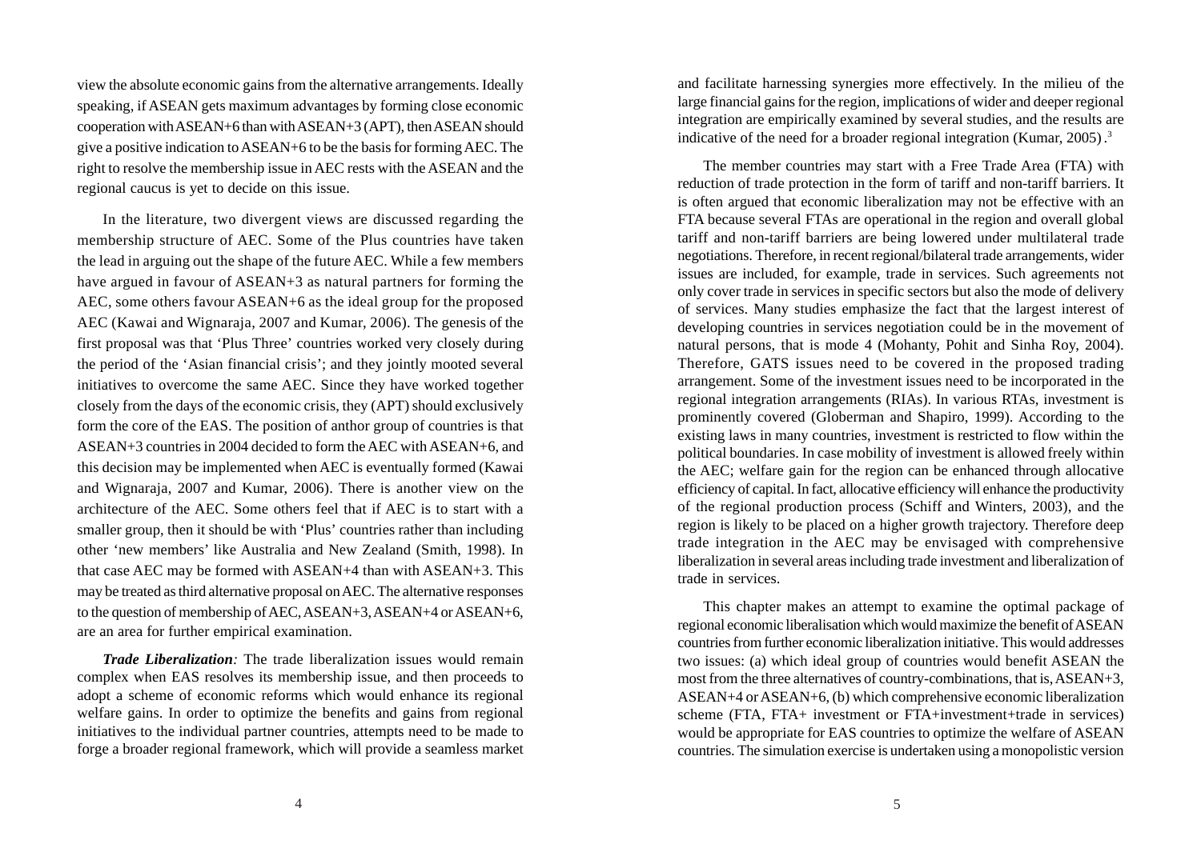view the absolute economic gains from the alternative arrangements. Ideally speaking, if ASEAN gets maximum advantages by forming close economic cooperation with ASEAN+6 than with ASEAN+3 (APT), then ASEAN should give a positive indication to ASEAN+6 to be the basis for forming AEC. The right to resolve the membership issue in AEC rests with the ASEAN and the regional caucus is yet to decide on this issue.

In the literature, two divergent views are discussed regarding the membership structure of AEC. Some of the Plus countries have taken the lead in arguing out the shape of the future AEC. While a few members have argued in favour of ASEAN+3 as natural partners for forming the AEC, some others favour ASEAN+6 as the ideal group for the proposed AEC (Kawai and Wignaraja, 2007 and Kumar, 2006). The genesis of the first proposal was that 'Plus Three' countries worked very closely during the period of the 'Asian financial crisis'; and they jointly mooted several initiatives to overcome the same AEC. Since they have worked together closely from the days of the economic crisis, they (APT) should exclusively form the core of the EAS. The position of anthor group of countries is that ASEAN+3 countries in 2004 decided to form the AEC with ASEAN+6, and this decision may be implemented when AEC is eventually formed (Kawai and Wignaraja, 2007 and Kumar, 2006). There is another view on the architecture of the AEC. Some others feel that if AEC is to start with a smaller group, then it should be with 'Plus' countries rather than including other 'new members' like Australia and New Zealand (Smith, 1998). In that case AEC may be formed with ASEAN+4 than with ASEAN+3. This may be treated as third alternative proposal on AEC. The alternative responses to the question of membership of AEC, ASEAN+3, ASEAN+4 or ASEAN+6, are an area for further empirical examination.

***Trade Liberalization:*** The trade liberalization issues would remain complex when EAS resolves its membership issue, and then proceeds to adopt a scheme of economic reforms which would enhance its regional welfare gains. In order to optimize the benefits and gains from regional initiatives to the individual partner countries, attempts need to be made to forge a broader regional framework, which will provide a seamless market and facilitate harnessing synergies more effectively. In the milieu of the large financial gains for the region, implications of wider and deeper regional integration are empirically examined by several studies, and the results are indicative of the need for a broader regional integration (Kumar, 2005).[3]

The member countries may start with a Free Trade Area (FTA) with reduction of trade protection in the form of tariff and non-tariff barriers. It is often argued that economic liberalization may not be effective with an FTA because several FTAs are operational in the region and overall global tariff and non-tariff barriers are being lowered under multilateral trade negotiations. Therefore, in recent regional/bilateral trade arrangements, wider issues are included, for example, trade in services. Such agreements not only cover trade in services in specific sectors but also the mode of delivery of services. Many studies emphasize the fact that the largest interest of developing countries in services negotiation could be in the movement of natural persons, that is mode 4 (Mohanty, Pohit and Sinha Roy, 2004). Therefore, GATS issues need to be covered in the proposed trading arrangement. Some of the investment issues need to be incorporated in the regional integration arrangements (RIAs). In various RTAs, investment is prominently covered (Globerman and Shapiro, 1999). According to the existing laws in many countries, investment is restricted to flow within the political boundaries. In case mobility of investment is allowed freely within the AEC; welfare gain for the region can be enhanced through allocative efficiency of capital. In fact, allocative efficiency will enhance the productivity of the regional production process (Schiff and Winters, 2003), and the region is likely to be placed on a higher growth trajectory. Therefore deep trade integration in the AEC may be envisaged with comprehensive liberalization in several areas including trade investment and liberalization of trade in services.

This chapter makes an attempt to examine the optimal package of regional economic liberalisation which would maximize the benefit of ASEAN countries from further economic liberalization initiative. This would addresses two issues: (a) which ideal group of countries would benefit ASEAN the most from the three alternatives of country-combinations, that is, ASEAN+3, ASEAN+4 or ASEAN+6, (b) which comprehensive economic liberalization scheme (FTA, FTA+ investment or FTA+investment+trade in services) would be appropriate for EAS countries to optimize the welfare of ASEAN countries. The simulation exercise is undertaken using a monopolistic version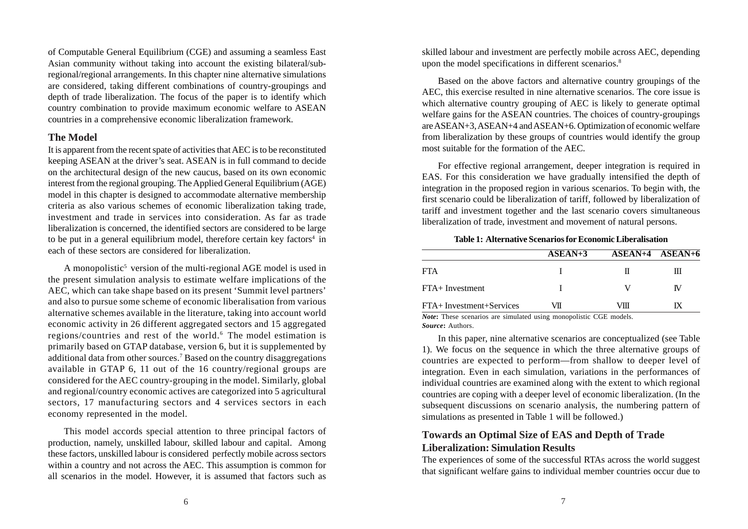of Computable General Equilibrium (CGE) and assuming a seamless East Asian community without taking into account the existing bilateral/sub-regional/regional arrangements. In this chapter nine alternative simulations are considered, taking different combinations of country-groupings and depth of trade liberalization. The focus of the paper is to identify which country combination to provide maximum economic welfare to ASEAN countries in a comprehensive economic liberalization framework.

## The Model

It is apparent from the recent spate of activities that AEC is to be reconstituted keeping ASEAN at the driver's seat. ASEAN is in full command to decide on the architectural design of the new caucus, based on its own economic interest from the regional grouping. The Applied General Equilibrium (AGE) model in this chapter is designed to accommodate alternative membership criteria as also various schemes of economic liberalization taking trade, investment and trade in services into consideration. As far as trade liberalization is concerned, the identified sectors are considered to be large to be put in a general equilibrium model, therefore certain key factors[4] in each of these sectors are considered for liberalization.

A monopolistic[5] version of the multi-regional AGE model is used in the present simulation analysis to estimate welfare implications of the AEC, which can take shape based on its present 'Summit level partners' and also to pursue some scheme of economic liberalisation from various alternative schemes available in the literature, taking into account world economic activity in 26 different aggregated sectors and 15 aggregated regions/countries and rest of the world.[6] The model estimation is primarily based on GTAP database, version 6, but it is supplemented by additional data from other sources.[7] Based on the country disaggregations available in GTAP 6, 11 out of the 16 country/regional groups are considered for the AEC country-grouping in the model. Similarly, global and regional/country economic actives are categorized into 5 agricultural sectors, 17 manufacturing sectors and 4 services sectors in each economy represented in the model.

This model accords special attention to three principal factors of production, namely, unskilled labour, skilled labour and capital. Among these factors, unskilled labour is considered perfectly mobile across sectors within a country and not across the AEC. This assumption is common for all scenarios in the model. However, it is assumed that factors such as skilled labour and investment are perfectly mobile across AEC, depending upon the model specifications in different scenarios.[8]

Based on the above factors and alternative country groupings of the AEC, this exercise resulted in nine alternative scenarios. The core issue is which alternative country grouping of AEC is likely to generate optimal welfare gains for the ASEAN countries. The choices of country-groupings are ASEAN+3, ASEAN+4 and ASEAN+6. Optimization of economic welfare from liberalization by these groups of countries would identify the group most suitable for the formation of the AEC.

For effective regional arrangement, deeper integration is required in EAS. For this consideration we have gradually intensified the depth of integration in the proposed region in various scenarios. To begin with, the first scenario could be liberalization of tariff, followed by liberalization of tariff and investment together and the last scenario covers simultaneous liberalization of trade, investment and movement of natural persons.

**Table 1: Alternative Scenarios for Economic Liberalisation**

| | ASEAN+3 | ASEAN+4 | ASEAN+6 |
|---|---|---|---|
| FTA | I | II | III |
| FTA+ Investment | I | V | IV |
| FTA+ Investment+Services | VII | VIII | IX |

***Note*:** These scenarios are simulated using monopolistic CGE models.
***Source*:** Authors.

In this paper, nine alternative scenarios are conceptualized (see Table 1). We focus on the sequence in which the three alternative groups of countries are expected to perform—from shallow to deeper level of integration. Even in each simulation, variations in the performances of individual countries are examined along with the extent to which regional countries are coping with a deeper level of economic liberalization. (In the subsequent discussions on scenario analysis, the numbering pattern of simulations as presented in Table 1 will be followed.)

## Towards an Optimal Size of EAS and Depth of Trade Liberalization: Simulation Results

The experiences of some of the successful RTAs across the world suggest that significant welfare gains to individual member countries occur due to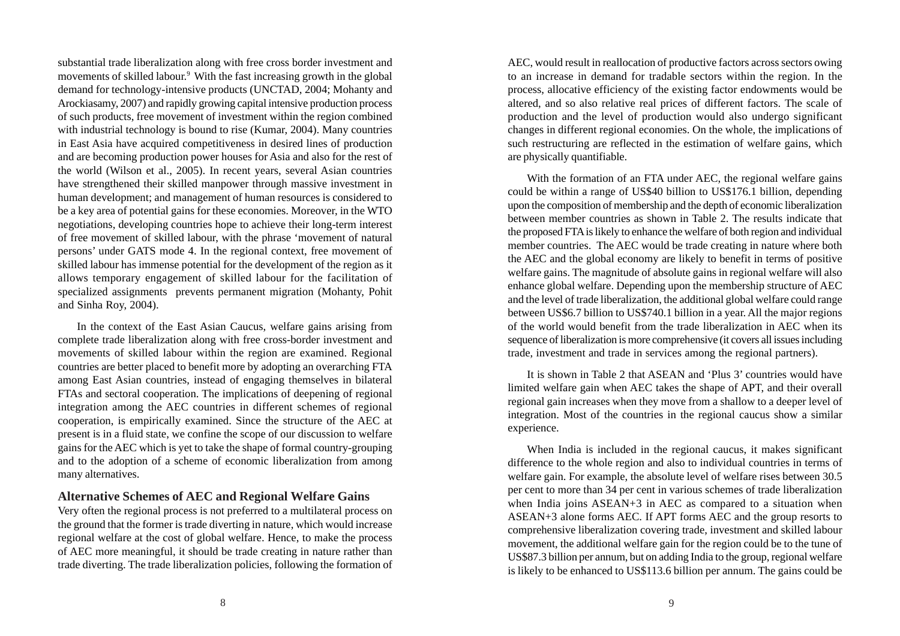substantial trade liberalization along with free cross border investment and movements of skilled labour.[9] With the fast increasing growth in the global demand for technology-intensive products (UNCTAD, 2004; Mohanty and Arockiasamy, 2007) and rapidly growing capital intensive production process of such products, free movement of investment within the region combined with industrial technology is bound to rise (Kumar, 2004). Many countries in East Asia have acquired competitiveness in desired lines of production and are becoming production power houses for Asia and also for the rest of the world (Wilson et al., 2005). In recent years, several Asian countries have strengthened their skilled manpower through massive investment in human development; and management of human resources is considered to be a key area of potential gains for these economies. Moreover, in the WTO negotiations, developing countries hope to achieve their long-term interest of free movement of skilled labour, with the phrase 'movement of natural persons' under GATS mode 4. In the regional context, free movement of skilled labour has immense potential for the development of the region as it allows temporary engagement of skilled labour for the facilitation of specialized assignments prevents permanent migration (Mohanty, Pohit and Sinha Roy, 2004).

In the context of the East Asian Caucus, welfare gains arising from complete trade liberalization along with free cross-border investment and movements of skilled labour within the region are examined. Regional countries are better placed to benefit more by adopting an overarching FTA among East Asian countries, instead of engaging themselves in bilateral FTAs and sectoral cooperation. The implications of deepening of regional integration among the AEC countries in different schemes of regional cooperation, is empirically examined. Since the structure of the AEC at present is in a fluid state, we confine the scope of our discussion to welfare gains for the AEC which is yet to take the shape of formal country-grouping and to the adoption of a scheme of economic liberalization from among many alternatives.

## Alternative Schemes of AEC and Regional Welfare Gains

Very often the regional process is not preferred to a multilateral process on the ground that the former is trade diverting in nature, which would increase regional welfare at the cost of global welfare. Hence, to make the process of AEC more meaningful, it should be trade creating in nature rather than trade diverting. The trade liberalization policies, following the formation of AEC, would result in reallocation of productive factors across sectors owing to an increase in demand for tradable sectors within the region. In the process, allocative efficiency of the existing factor endowments would be altered, and so also relative real prices of different factors. The scale of production and the level of production would also undergo significant changes in different regional economies. On the whole, the implications of such restructuring are reflected in the estimation of welfare gains, which are physically quantifiable.

With the formation of an FTA under AEC, the regional welfare gains could be within a range of US$40 billion to US$176.1 billion, depending upon the composition of membership and the depth of economic liberalization between member countries as shown in Table 2. The results indicate that the proposed FTA is likely to enhance the welfare of both region and individual member countries. The AEC would be trade creating in nature where both the AEC and the global economy are likely to benefit in terms of positive welfare gains. The magnitude of absolute gains in regional welfare will also enhance global welfare. Depending upon the membership structure of AEC and the level of trade liberalization, the additional global welfare could range between US$6.7 billion to US$740.1 billion in a year. All the major regions of the world would benefit from the trade liberalization in AEC when its sequence of liberalization is more comprehensive (it covers all issues including trade, investment and trade in services among the regional partners).

It is shown in Table 2 that ASEAN and 'Plus 3' countries would have limited welfare gain when AEC takes the shape of APT, and their overall regional gain increases when they move from a shallow to a deeper level of integration. Most of the countries in the regional caucus show a similar experience.

When India is included in the regional caucus, it makes significant difference to the whole region and also to individual countries in terms of welfare gain. For example, the absolute level of welfare rises between 30.5 per cent to more than 34 per cent in various schemes of trade liberalization when India joins ASEAN+3 in AEC as compared to a situation when ASEAN+3 alone forms AEC. If APT forms AEC and the group resorts to comprehensive liberalization covering trade, investment and skilled labour movement, the additional welfare gain for the region could be to the tune of US$87.3 billion per annum, but on adding India to the group, regional welfare is likely to be enhanced to US$113.6 billion per annum. The gains could be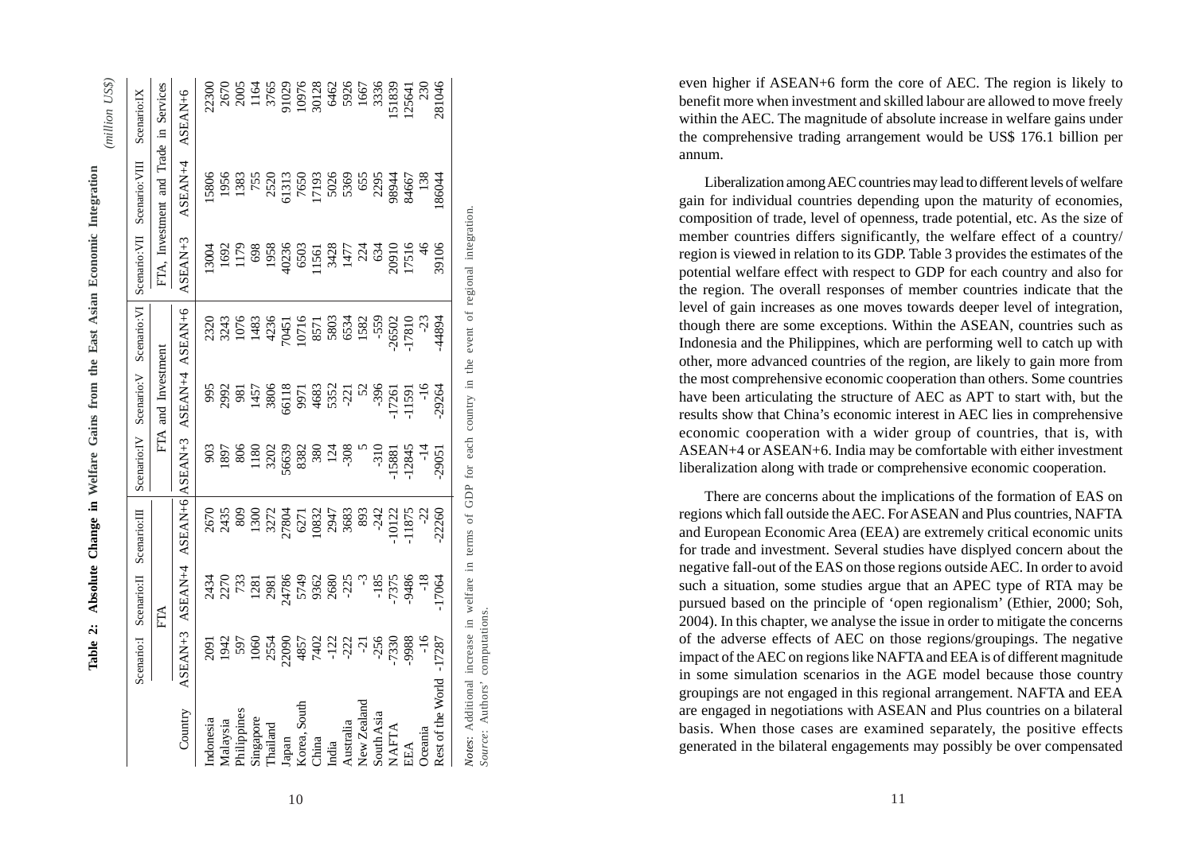**Table 2: Absolute Change in Welfare Gains from the East Asian Economic Integration**

*(million US$)*

| Country | Scenario:I | Scenario:II | Scenario:III | Scenario:IV | Scenario:V | Scenario:VI | Scenario:VII | Scenario:VIII | Scenario:IX |
|---|---|---|---|---|---|---|---|---|---|
| | FTA | | | FTA and Investment | | | FTA, Investment and Trade in Services | | |
| | ASEAN+3 | ASEAN+4 | ASEAN+6 | ASEAN+3 | ASEAN+4 | ASEAN+6 | ASEAN+3 | ASEAN+4 | ASEAN+6 |
| Indonesia | 2091 | 2434 | 2670 | 903 | 995 | 2320 | 13004 | 15806 | 22300 |
| Malaysia | 1942 | 2270 | 2435 | 1897 | 2992 | 3243 | 1692 | 1956 | 2670 |
| Philippines | 597 | 733 | 809 | 806 | 981 | 1076 | 1179 | 1383 | 2005 |
| Singapore | 1060 | 1281 | 1300 | 1180 | 1457 | 1483 | 698 | 755 | 1164 |
| Thailand | 2554 | 2981 | 3272 | 3202 | 3806 | 4236 | 1958 | 2520 | 3765 |
| Japan | 22090 | 24786 | 27804 | 56639 | 66118 | 70451 | 40236 | 61313 | 91029 |
| Korea, South | 4857 | 5749 | 6271 | 8382 | 9971 | 10716 | 6503 | 7650 | 10976 |
| China | 7402 | 9362 | 10832 | 380 | 4683 | 8571 | 11561 | 17193 | 30128 |
| India | -122 | 2680 | 2947 | 124 | 5352 | 5803 | 3428 | 5026 | 6462 |
| Australia | -222 | -225 | 3683 | -308 | -221 | 6534 | 1477 | 5369 | 5926 |
| New Zealand | -21 | -3 | 893 | 5 | 52 | 1582 | 224 | 655 | 1667 |
| South Asia | -256 | -185 | -242 | -310 | -396 | -559 | 634 | 2295 | 3336 |
| NAFTA | -7330 | -7375 | -10122 | -15881 | -17261 | -26502 | 20910 | 98944 | 151839 |
| EEA | -9988 | -9486 | -11875 | -12845 | -11591 | -17810 | 17516 | 84667 | 125641 |
| Oceania | -16 | -18 | -22 | -14 | -16 | -23 | 46 | 138 | 230 |
| Rest of the World | -17287 | -17064 | -22260 | -29051 | -29264 | -44894 | 39106 | 186044 | 281046 |

*Notes*: Additional increase in welfare in terms of GDP for each country in the event of regional integration.
*Source*: Authors' computations.

even higher if ASEAN+6 form the core of AEC. The region is likely to benefit more when investment and skilled labour are allowed to move freely within the AEC. The magnitude of absolute increase in welfare gains under the comprehensive trading arrangement would be US$ 176.1 billion per annum.

Liberalization among AEC countries may lead to different levels of welfare gain for individual countries depending upon the maturity of economies, composition of trade, level of openness, trade potential, etc. As the size of member countries differs significantly, the welfare effect of a country/region is viewed in relation to its GDP. Table 3 provides the estimates of the potential welfare effect with respect to GDP for each country and also for the region. The overall responses of member countries indicate that the level of gain increases as one moves towards deeper level of integration, though there are some exceptions. Within the ASEAN, countries such as Indonesia and the Philippines, which are performing well to catch up with other, more advanced countries of the region, are likely to gain more from the most comprehensive economic cooperation than others. Some countries have been articulating the structure of AEC as APT to start with, but the results show that China's economic interest in AEC lies in comprehensive economic cooperation with a wider group of countries, that is, with ASEAN+4 or ASEAN+6. India may be comfortable with either investment liberalization along with trade or comprehensive economic cooperation.

There are concerns about the implications of the formation of EAS on regions which fall outside the AEC. For ASEAN and Plus countries, NAFTA and European Economic Area (EEA) are extremely critical economic units for trade and investment. Several studies have displyed concern about the negative fall-out of the EAS on those regions outside AEC. In order to avoid such a situation, some studies argue that an APEC type of RTA may be pursued based on the principle of 'open regionalism' (Ethier, 2000; Soh, 2004). In this chapter, we analyse the issue in order to mitigate the concerns of the adverse effects of AEC on those regions/groupings. The negative impact of the AEC on regions like NAFTA and EEA is of different magnitude in some simulation scenarios in the AGE model because those country groupings are not engaged in this regional arrangement. NAFTA and EEA are engaged in negotiations with ASEAN and Plus countries on a bilateral basis. When those cases are examined separately, the positive effects generated in the bilateral engagements may possibly be over compensated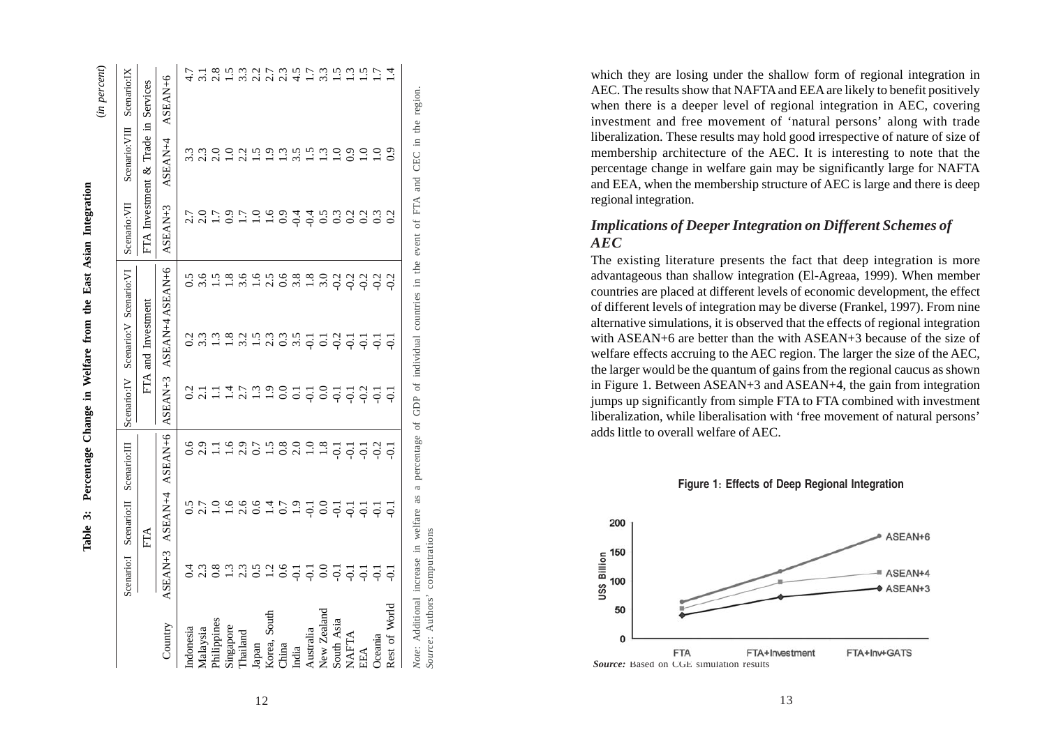**Table 3: Percentage Change in Welfare from the East Asian Integration**

*(in percent)*

| Country | Scenario:I | Scenario:II | Scenario:III | Scenario:IV | Scenario:V | Scenario:VI | Scenario:VII | Scenario:VIII | Scenario:IX |
|---|---|---|---|---|---|---|---|---|---|
| | FTA | | | FTA and Investment | | | FTA Investment & Trade in Services | | |
| | ASEAN+3 | ASEAN+4 | ASEAN+6 | ASEAN+3 | ASEAN+4 | ASEAN+6 | ASEAN+3 | ASEAN+4 | ASEAN+6 |
| Indonesia | 0.4 | 0.5 | 0.6 | 0.2 | 0.2 | 0.5 | 2.7 | 3.3 | 4.7 |
| Malaysia | 2.3 | 2.7 | 2.9 | 2.1 | 3.3 | 3.6 | 2.0 | 2.3 | 3.1 |
| Philippines | 0.8 | 1.0 | 1.1 | 1.1 | 1.3 | 1.5 | 1.7 | 2.0 | 2.8 |
| Singapore | 1.3 | 1.6 | 1.6 | 1.4 | 1.8 | 1.8 | 0.9 | 1.0 | 1.5 |
| Thailand | 2.3 | 2.6 | 2.9 | 2.7 | 3.2 | 3.6 | 1.7 | 2.2 | 3.3 |
| Japan | 0.5 | 0.6 | 0.7 | 1.3 | 1.5 | 1.6 | 1.0 | 1.5 | 2.2 |
| Korea, South | 1.2 | 1.4 | 1.5 | 1.9 | 2.3 | 2.5 | 1.6 | 1.9 | 2.7 |
| China | 0.6 | 0.7 | 0.8 | 0.0 | 0.3 | 0.6 | 0.9 | 1.3 | 2.3 |
| India | -0.1 | 1.9 | 2.0 | 0.1 | 3.5 | 3.8 | -0.4 | 3.5 | 4.5 |
| Australia | -0.1 | -0.1 | 1.0 | -0.1 | -0.1 | 1.8 | -0.4 | 1.5 | 1.7 |
| New Zealand | 0.0 | 0.0 | 1.8 | 0.0 | 0.1 | 3.0 | 0.5 | 1.3 | 3.3 |
| South Asia | -0.1 | -0.1 | -0.1 | -0.1 | -0.2 | -0.2 | 0.3 | 1.0 | 1.5 |
| NAFTA | -0.1 | -0.1 | -0.1 | -0.1 | -0.1 | -0.2 | 0.2 | 0.9 | 1.3 |
| EEA | -0.1 | -0.1 | -0.1 | -0.2 | -0.1 | -0.2 | 0.2 | 1.0 | 1.5 |
| Oceania | -0.1 | -0.1 | -0.2 | -0.1 | -0.1 | -0.2 | 0.3 | 1.0 | 1.7 |
| Rest of World | -0.1 | -0.1 | -0.1 | -0.1 | -0.1 | -0.2 | 0.2 | 0.9 | 1.4 |

*Note:* Additional increase in welfare as a percentage of GDP of individual countries in the event of FTA and CEC in the region.
*Source:* Authors' computations

which they are losing under the shallow form of regional integration in AEC. The results show that NAFTA and EEA are likely to benefit positively when there is a deeper level of regional integration in AEC, covering investment and free movement of 'natural persons' along with trade liberalization. These results may hold good irrespective of nature of size of membership architecture of the AEC. It is interesting to note that the percentage change in welfare gain may be significantly large for NAFTA and EEA, when the membership structure of AEC is large and there is deep regional integration.

### *Implications of Deeper Integration on Different Schemes of AEC*

The existing literature presents the fact that deep integration is more advantageous than shallow integration (El-Agreaa, 1999). When member countries are placed at different levels of economic development, the effect of different levels of integration may be diverse (Frankel, 1997). From nine alternative simulations, it is observed that the effects of regional integration with ASEAN+6 are better than the with ASEAN+3 because of the size of welfare effects accruing to the AEC region. The larger the size of the AEC, the larger would be the quantum of gains from the regional caucus as shown in Figure 1. Between ASEAN+3 and ASEAN+4, the gain from integration jumps up significantly from simple FTA to FTA combined with investment liberalization, while liberalisation with 'free movement of natural persons' adds little to overall welfare of AEC.

**Figure 1: Effects of Deep Regional Integration**

*Source:* Based on CGE simulation results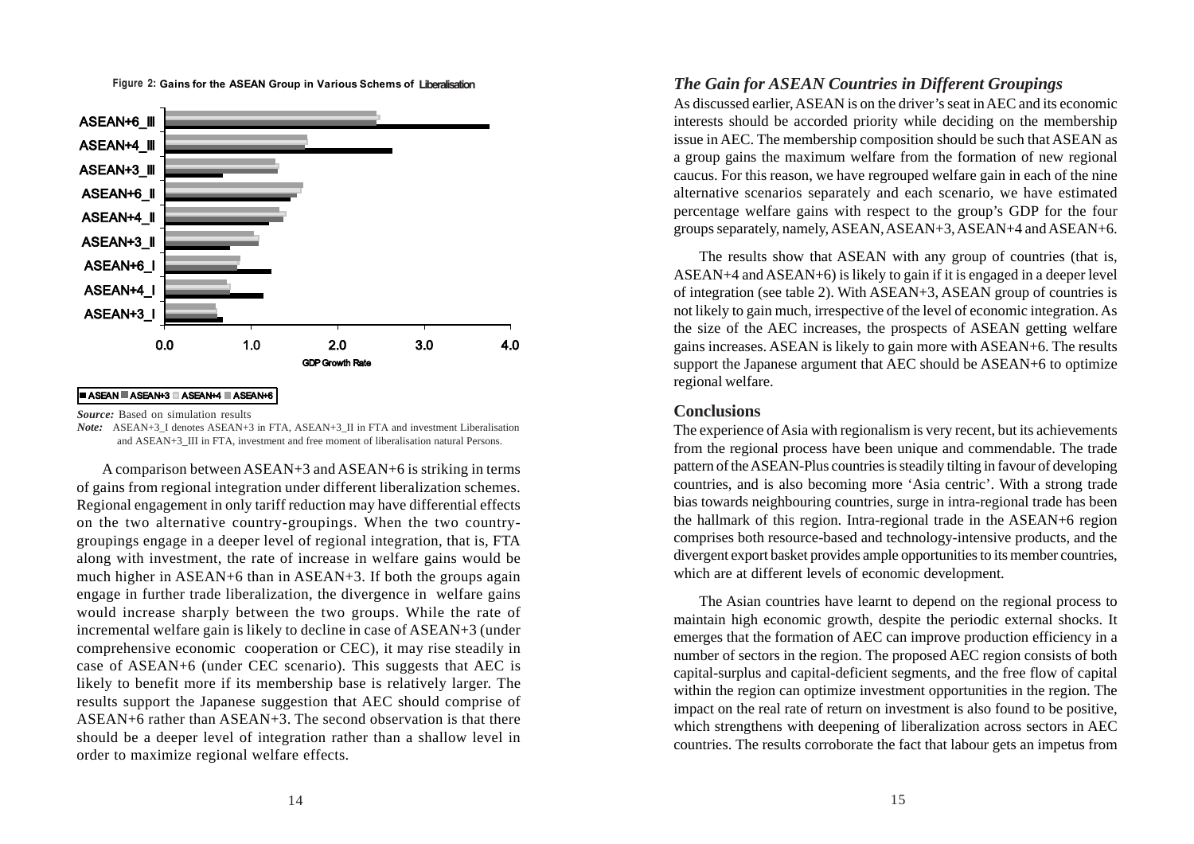**Figure 2: Gains for the ASEAN Group in Various Schems of Liberalisation**

*Source:* Based on simulation results

*Note:* ASEAN+3_I denotes ASEAN+3 in FTA, ASEAN+3_II in FTA and investment Liberalisation and ASEAN+3_III in FTA, investment and free moment of liberalisation natural Persons.

A comparison between ASEAN+3 and ASEAN+6 is striking in terms of gains from regional integration under different liberalization schemes. Regional engagement in only tariff reduction may have differential effects on the two alternative country-groupings. When the two country-groupings engage in a deeper level of regional integration, that is, FTA along with investment, the rate of increase in welfare gains would be much higher in ASEAN+6 than in ASEAN+3. If both the groups again engage in further trade liberalization, the divergence in welfare gains would increase sharply between the two groups. While the rate of incremental welfare gain is likely to decline in case of ASEAN+3 (under comprehensive economic cooperation or CEC), it may rise steadily in case of ASEAN+6 (under CEC scenario). This suggests that AEC is likely to benefit more if its membership base is relatively larger. The results support the Japanese suggestion that AEC should comprise of ASEAN+6 rather than ASEAN+3. The second observation is that there should be a deeper level of integration rather than a shallow level in order to maximize regional welfare effects.

## *The Gain for ASEAN Countries in Different Groupings*

As discussed earlier, ASEAN is on the driver's seat in AEC and its economic interests should be accorded priority while deciding on the membership issue in AEC. The membership composition should be such that ASEAN as a group gains the maximum welfare from the formation of new regional caucus. For this reason, we have regrouped welfare gain in each of the nine alternative scenarios separately and each scenario, we have estimated percentage welfare gains with respect to the group's GDP for the four groups separately, namely, ASEAN, ASEAN+3, ASEAN+4 and ASEAN+6.

The results show that ASEAN with any group of countries (that is, ASEAN+4 and ASEAN+6) is likely to gain if it is engaged in a deeper level of integration (see table 2). With ASEAN+3, ASEAN group of countries is not likely to gain much, irrespective of the level of economic integration. As the size of the AEC increases, the prospects of ASEAN getting welfare gains increases. ASEAN is likely to gain more with ASEAN+6. The results support the Japanese argument that AEC should be ASEAN+6 to optimize regional welfare.

## Conclusions

The experience of Asia with regionalism is very recent, but its achievements from the regional process have been unique and commendable. The trade pattern of the ASEAN-Plus countries is steadily tilting in favour of developing countries, and is also becoming more 'Asia centric'. With a strong trade bias towards neighbouring countries, surge in intra-regional trade has been the hallmark of this region. Intra-regional trade in the ASEAN+6 region comprises both resource-based and technology-intensive products, and the divergent export basket provides ample opportunities to its member countries, which are at different levels of economic development.

The Asian countries have learnt to depend on the regional process to maintain high economic growth, despite the periodic external shocks. It emerges that the formation of AEC can improve production efficiency in a number of sectors in the region. The proposed AEC region consists of both capital-surplus and capital-deficient segments, and the free flow of capital within the region can optimize investment opportunities in the region. The impact on the real rate of return on investment is also found to be positive, which strengthens with deepening of liberalization across sectors in AEC countries. The results corroborate the fact that labour gets an impetus from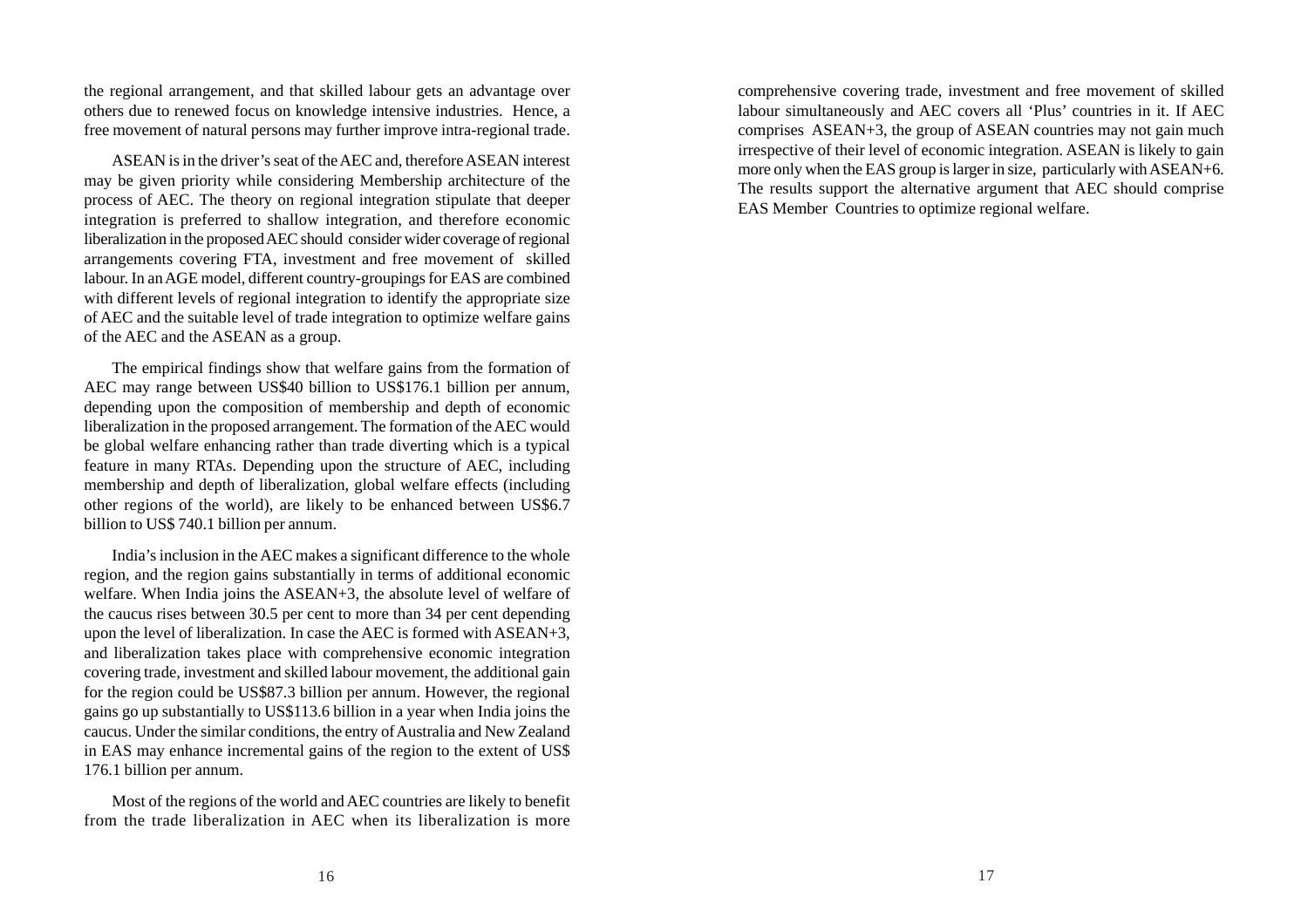the regional arrangement, and that skilled labour gets an advantage over others due to renewed focus on knowledge intensive industries. Hence, a free movement of natural persons may further improve intra-regional trade.

ASEAN is in the driver's seat of the AEC and, therefore ASEAN interest may be given priority while considering Membership architecture of the process of AEC. The theory on regional integration stipulate that deeper integration is preferred to shallow integration, and therefore economic liberalization in the proposed AEC should consider wider coverage of regional arrangements covering FTA, investment and free movement of skilled labour. In an AGE model, different country-groupings for EAS are combined with different levels of regional integration to identify the appropriate size of AEC and the suitable level of trade integration to optimize welfare gains of the AEC and the ASEAN as a group.

The empirical findings show that welfare gains from the formation of AEC may range between US$40 billion to US$176.1 billion per annum, depending upon the composition of membership and depth of economic liberalization in the proposed arrangement. The formation of the AEC would be global welfare enhancing rather than trade diverting which is a typical feature in many RTAs. Depending upon the structure of AEC, including membership and depth of liberalization, global welfare effects (including other regions of the world), are likely to be enhanced between US$6.7 billion to US$ 740.1 billion per annum.

India's inclusion in the AEC makes a significant difference to the whole region, and the region gains substantially in terms of additional economic welfare. When India joins the ASEAN+3, the absolute level of welfare of the caucus rises between 30.5 per cent to more than 34 per cent depending upon the level of liberalization. In case the AEC is formed with ASEAN+3, and liberalization takes place with comprehensive economic integration covering trade, investment and skilled labour movement, the additional gain for the region could be US$87.3 billion per annum. However, the regional gains go up substantially to US$113.6 billion in a year when India joins the caucus. Under the similar conditions, the entry of Australia and New Zealand in EAS may enhance incremental gains of the region to the extent of US$ 176.1 billion per annum.

Most of the regions of the world and AEC countries are likely to benefit from the trade liberalization in AEC when its liberalization is more comprehensive covering trade, investment and free movement of skilled labour simultaneously and AEC covers all 'Plus' countries in it. If AEC comprises ASEAN+3, the group of ASEAN countries may not gain much irrespective of their level of economic integration. ASEAN is likely to gain more only when the EAS group is larger in size, particularly with ASEAN+6. The results support the alternative argument that AEC should comprise EAS Member Countries to optimize regional welfare.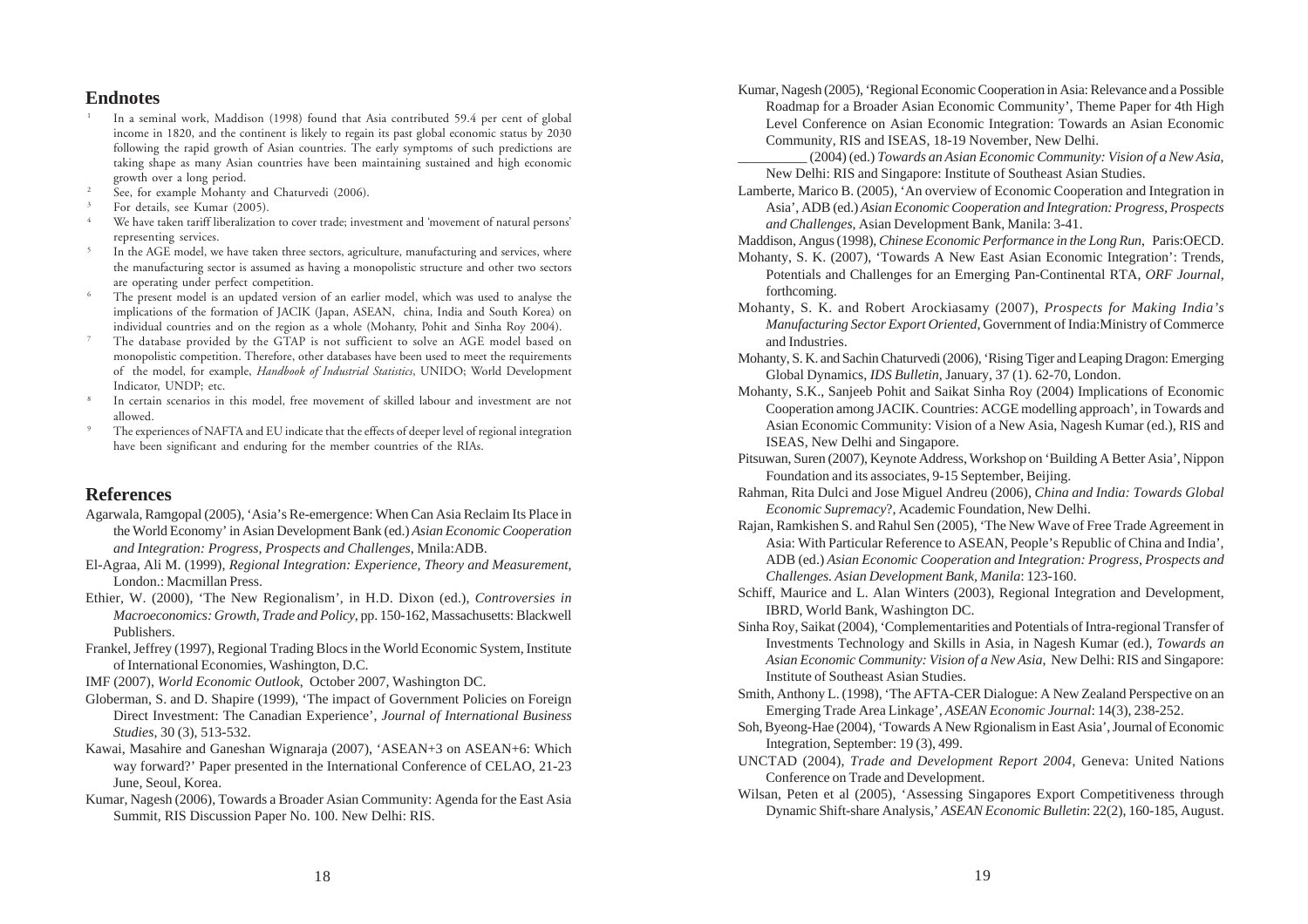## Endnotes

1. In a seminal work, Maddison (1998) found that Asia contributed 59.4 per cent of global income in 1820, and the continent is likely to regain its past global economic status by 2030 following the rapid growth of Asian countries. The early symptoms of such predictions are taking shape as many Asian countries have been maintaining sustained and high economic growth over a long period.
2. See, for example Mohanty and Chaturvedi (2006).
3. For details, see Kumar (2005).
4. We have taken tariff liberalization to cover trade; investment and 'movement of natural persons' representing services.
5. In the AGE model, we have taken three sectors, agriculture, manufacturing and services, where the manufacturing sector is assumed as having a monopolistic structure and other two sectors are operating under perfect competition.
6. The present model is an updated version of an earlier model, which was used to analyse the implications of the formation of JACIK (Japan, ASEAN, china, India and South Korea) on individual countries and on the region as a whole (Mohanty, Pohit and Sinha Roy 2004).
7. The database provided by the GTAP is not sufficient to solve an AGE model based on monopolistic competition. Therefore, other databases have been used to meet the requirements of the model, for example, *Handbook of Industrial Statistics*, UNIDO; World Development Indicator, UNDP; etc.
8. In certain scenarios in this model, free movement of skilled labour and investment are not allowed.
9. The experiences of NAFTA and EU indicate that the effects of deeper level of regional integration have been significant and enduring for the member countries of the RIAs.

## References

Agarwala, Ramgopal (2005), 'Asia's Re-emergence: When Can Asia Reclaim Its Place in the World Economy' in Asian Development Bank (ed.) *Asian Economic Cooperation and Integration: Progress, Prospects and Challenges*, Mnila:ADB.

El-Agraa, Ali M. (1999), *Regional Integration: Experience, Theory and Measurement*, London.: Macmillan Press.

Ethier, W. (2000), 'The New Regionalism', in H.D. Dixon (ed.), *Controversies in Macroeconomics: Growth, Trade and Policy*, pp. 150-162, Massachusetts: Blackwell Publishers.

Frankel, Jeffrey (1997), Regional Trading Blocs in the World Economic System, Institute of International Economies, Washington, D.C.

IMF (2007), *World Economic Outlook*, October 2007, Washington DC.

Globerman, S. and D. Shapire (1999), 'The impact of Government Policies on Foreign Direct Investment: The Canadian Experience', *Journal of International Business Studies*, 30 (3), 513-532.

Kawai, Masahire and Ganeshan Wignaraja (2007), 'ASEAN+3 on ASEAN+6: Which way forward?' Paper presented in the International Conference of CELAO, 21-23 June, Seoul, Korea.

Kumar, Nagesh (2006), Towards a Broader Asian Community: Agenda for the East Asia Summit, RIS Discussion Paper No. 100. New Delhi: RIS.

Kumar, Nagesh (2005), 'Regional Economic Cooperation in Asia: Relevance and a Possible Roadmap for a Broader Asian Economic Community', Theme Paper for 4th High Level Conference on Asian Economic Integration: Towards an Asian Economic Community, RIS and ISEAS, 18-19 November, New Delhi.

__________ (2004) (ed.) *Towards an Asian Economic Community: Vision of a New Asia*, New Delhi: RIS and Singapore: Institute of Southeast Asian Studies.

Lamberte, Marico B. (2005), 'An overview of Economic Cooperation and Integration in Asia', ADB (ed.) *Asian Economic Cooperation and Integration: Progress, Prospects and Challenges*, Asian Development Bank, Manila: 3-41.

Maddison, Angus (1998), *Chinese Economic Performance in the Long Run*, Paris:OECD.

Mohanty, S. K. (2007), 'Towards A New East Asian Economic Integration': Trends, Potentials and Challenges for an Emerging Pan-Continental RTA, *ORF Journal*, forthcoming.

Mohanty, S. K. and Robert Arockiasamy (2007), *Prospects for Making India's Manufacturing Sector Export Oriented*, Government of India:Ministry of Commerce and Industries.

Mohanty, S. K. and Sachin Chaturvedi (2006), 'Rising Tiger and Leaping Dragon: Emerging Global Dynamics, *IDS Bulletin*, January, 37 (1). 62-70, London.

Mohanty, S.K., Sanjeeb Pohit and Saikat Sinha Roy (2004) Implications of Economic Cooperation among JACIK. Countries: ACGE modelling approach', in Towards and Asian Economic Community: Vision of a New Asia, Nagesh Kumar (ed.), RIS and ISEAS, New Delhi and Singapore.

Pitsuwan, Suren (2007), Keynote Address, Workshop on 'Building A Better Asia', Nippon Foundation and its associates, 9-15 September, Beijing.

Rahman, Rita Dulci and Jose Miguel Andreu (2006), *China and India: Towards Global Economic Supremacy*?, Academic Foundation, New Delhi.

Rajan, Ramkishen S. and Rahul Sen (2005), 'The New Wave of Free Trade Agreement in Asia: With Particular Reference to ASEAN, People's Republic of China and India', ADB (ed.) *Asian Economic Cooperation and Integration: Progress, Prospects and Challenges. Asian Development Bank, Manila*: 123-160.

Schiff, Maurice and L. Alan Winters (2003), Regional Integration and Development, IBRD, World Bank, Washington DC.

Sinha Roy, Saikat (2004), 'Complementarities and Potentials of Intra-regional Transfer of Investments Technology and Skills in Asia, in Nagesh Kumar (ed.), *Towards an Asian Economic Community: Vision of a New Asia*, New Delhi: RIS and Singapore: Institute of Southeast Asian Studies.

Smith, Anthony L. (1998), 'The AFTA-CER Dialogue: A New Zealand Perspective on an Emerging Trade Area Linkage', *ASEAN Economic Journal*: 14(3), 238-252.

Soh, Byeong-Hae (2004), 'Towards A New Rgionalism in East Asia', Journal of Economic Integration, September: 19 (3), 499.

UNCTAD (2004), *Trade and Development Report 2004*, Geneva: United Nations Conference on Trade and Development.

Wilsan, Peten et al (2005), 'Assessing Singapores Export Competitiveness through Dynamic Shift-share Analysis,' *ASEAN Economic Bulletin*: 22(2), 160-185, August.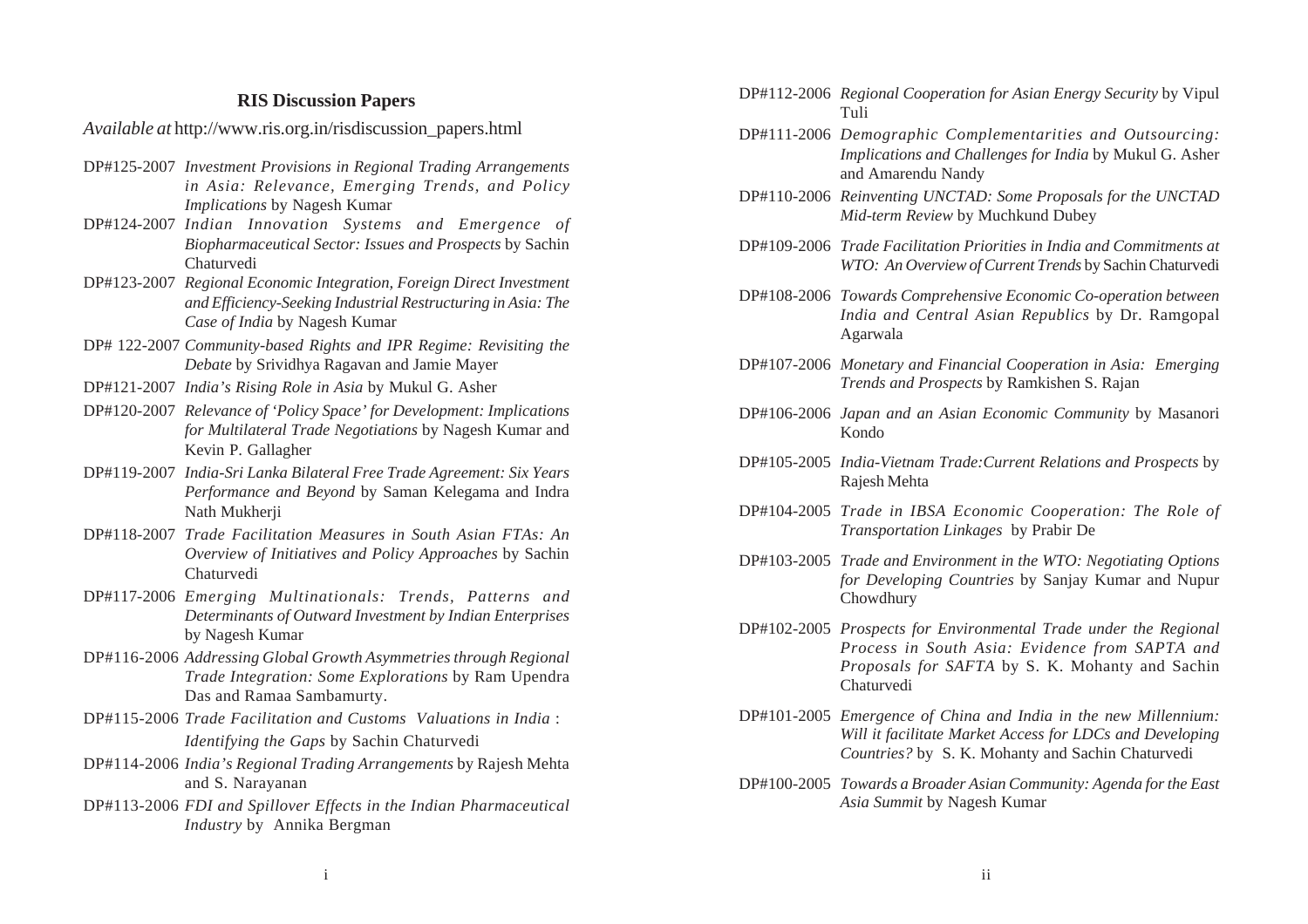## RIS Discussion Papers

*Available at* http://www.ris.org.in/risdiscussion_papers.html

DP#125-2007 *Investment Provisions in Regional Trading Arrangements in Asia: Relevance, Emerging Trends, and Policy Implications* by Nagesh Kumar

DP#124-2007 *Indian Innovation Systems and Emergence of Biopharmaceutical Sector: Issues and Prospects* by Sachin Chaturvedi

DP#123-2007 *Regional Economic Integration, Foreign Direct Investment and Efficiency-Seeking Industrial Restructuring in Asia: The Case of India* by Nagesh Kumar

DP# 122-2007 *Community-based Rights and IPR Regime: Revisiting the Debate* by Srividhya Ragavan and Jamie Mayer

DP#121-2007 *India's Rising Role in Asia* by Mukul G. Asher

DP#120-2007 *Relevance of 'Policy Space' for Development: Implications for Multilateral Trade Negotiations* by Nagesh Kumar and Kevin P. Gallagher

DP#119-2007 *India-Sri Lanka Bilateral Free Trade Agreement: Six Years Performance and Beyond* by Saman Kelegama and Indra Nath Mukherji

DP#118-2007 *Trade Facilitation Measures in South Asian FTAs: An Overview of Initiatives and Policy Approaches* by Sachin Chaturvedi

DP#117-2006 *Emerging Multinationals: Trends, Patterns and Determinants of Outward Investment by Indian Enterprises* by Nagesh Kumar

DP#116-2006 *Addressing Global Growth Asymmetries through Regional Trade Integration: Some Explorations* by Ram Upendra Das and Ramaa Sambamurty.

DP#115-2006 *Trade Facilitation and Customs Valuations in India : Identifying the Gaps* by Sachin Chaturvedi

DP#114-2006 *India's Regional Trading Arrangements* by Rajesh Mehta and S. Narayanan

DP#113-2006 *FDI and Spillover Effects in the Indian Pharmaceutical Industry* by Annika Bergman

DP#112-2006 *Regional Cooperation for Asian Energy Security* by Vipul Tuli

DP#111-2006 *Demographic Complementarities and Outsourcing: Implications and Challenges for India* by Mukul G. Asher and Amarendu Nandy

DP#110-2006 *Reinventing UNCTAD: Some Proposals for the UNCTAD Mid-term Review* by Muchkund Dubey

DP#109-2006 *Trade Facilitation Priorities in India and Commitments at WTO: An Overview of Current Trends* by Sachin Chaturvedi

DP#108-2006 *Towards Comprehensive Economic Co-operation between India and Central Asian Republics* by Dr. Ramgopal Agarwala

DP#107-2006 *Monetary and Financial Cooperation in Asia: Emerging Trends and Prospects* by Ramkishen S. Rajan

DP#106-2006 *Japan and an Asian Economic Community* by Masanori Kondo

DP#105-2005 *India-Vietnam Trade:Current Relations and Prospects* by Rajesh Mehta

DP#104-2005 *Trade in IBSA Economic Cooperation: The Role of Transportation Linkages* by Prabir De

DP#103-2005 *Trade and Environment in the WTO: Negotiating Options for Developing Countries* by Sanjay Kumar and Nupur Chowdhury

DP#102-2005 *Prospects for Environmental Trade under the Regional Process in South Asia: Evidence from SAPTA and Proposals for SAFTA* by S. K. Mohanty and Sachin Chaturvedi

DP#101-2005 *Emergence of China and India in the new Millennium: Will it facilitate Market Access for LDCs and Developing Countries?* by S. K. Mohanty and Sachin Chaturvedi

DP#100-2005 *Towards a Broader Asian Community: Agenda for the East Asia Summit* by Nagesh Kumar